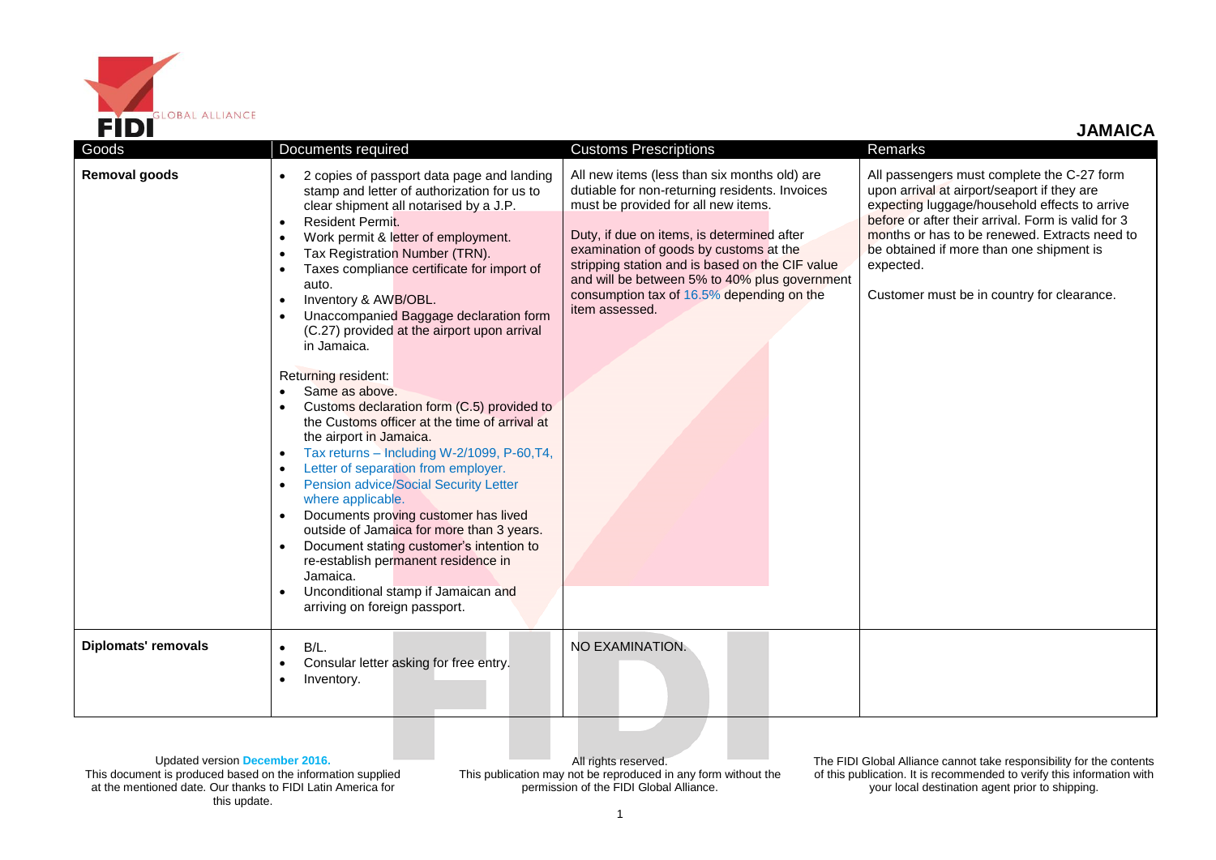# JAMAICA

| Goods | Documents required | Customs Prescriptions | Remarks |
|---|---|---|---|
| **Removal goods** | • 2 copies of passport data page and landing stamp and letter of authorization for us to clear shipment all notarised by a J.P.<br>• Resident Permit.<br>• Work permit & letter of employment.<br>• Tax Registration Number (TRN).<br>• Taxes compliance certificate for import of auto.<br>• Inventory & AWB/OBL.<br>• Unaccompanied Baggage declaration form (C.27) provided at the airport upon arrival in Jamaica.<br><br>Returning resident:<br>• Same as above.<br>• Customs declaration form (C.5) provided to the Customs officer at the time of arrival at the airport in Jamaica.<br>• Tax returns – Including W-2/1099, P-60,T4,<br>• Letter of separation from employer.<br>• Pension advice/Social Security Letter where applicable.<br>• Documents proving customer has lived outside of Jamaica for more than 3 years.<br>• Document stating customer's intention to re-establish permanent residence in Jamaica.<br>• Unconditional stamp if Jamaican and arriving on foreign passport. | All new items (less than six months old) are dutiable for non-returning residents. Invoices must be provided for all new items.<br><br>Duty, if due on items, is determined after examination of goods by customs at the stripping station and is based on the CIF value and will be between 5% to 40% plus government consumption tax of 16.5% depending on the item assessed. | All passengers must complete the C-27 form upon arrival at airport/seaport if they are expecting luggage/household effects to arrive before or after their arrival. Form is valid for 3 months or has to be renewed. Extracts need to be obtained if more than one shipment is expected.<br><br>Customer must be in country for clearance. |
| **Diplomats' removals** | • B/L.<br>• Consular letter asking for free entry.<br>• Inventory. | NO EXAMINATION. | |

Updated version December 2016.
This document is produced based on the information supplied at the mentioned date. Our thanks to FIDI Latin America for this update.

All rights reserved.
This publication may not be reproduced in any form without the permission of the FIDI Global Alliance.

The FIDI Global Alliance cannot take responsibility for the contents of this publication. It is recommended to verify this information with your local destination agent prior to shipping.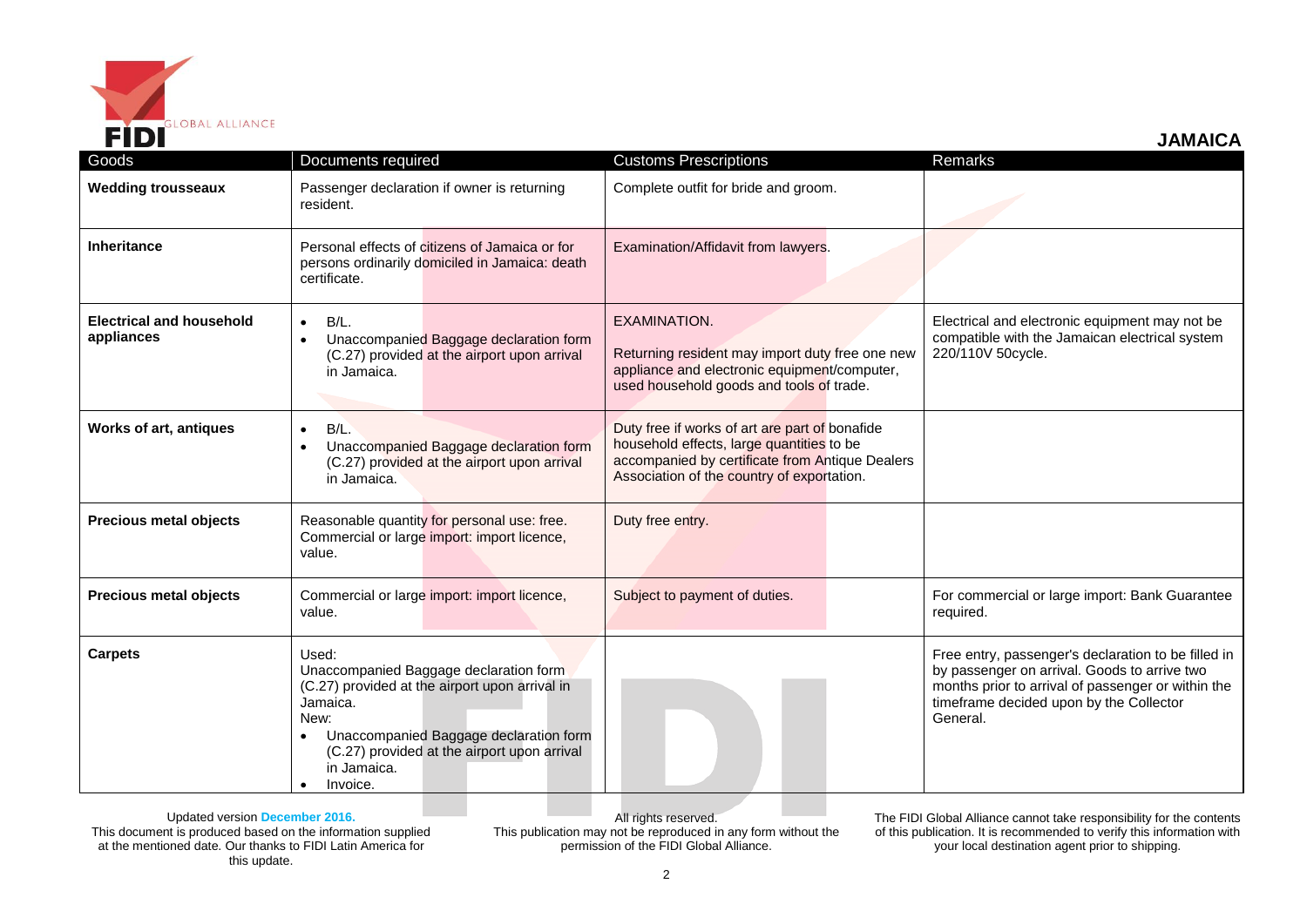## JAMAICA

| Goods | Documents required | Customs Prescriptions | Remarks |
|---|---|---|---|
| **Wedding trousseaux** | Passenger declaration if owner is returning resident. | Complete outfit for bride and groom. | |
| **Inheritance** | Personal effects of citizens of Jamaica or for persons ordinarily domiciled in Jamaica: death certificate. | Examination/Affidavit from lawyers. | |
| **Electrical and household appliances** | • B/L.<br>• Unaccompanied Baggage declaration form (C.27) provided at the airport upon arrival in Jamaica. | EXAMINATION.<br><br>Returning resident may import duty free one new appliance and electronic equipment/computer, used household goods and tools of trade. | Electrical and electronic equipment may not be compatible with the Jamaican electrical system 220/110V 50cycle. |
| **Works of art, antiques** | • B/L.<br>• Unaccompanied Baggage declaration form (C.27) provided at the airport upon arrival in Jamaica. | Duty free if works of art are part of bonafide household effects, large quantities to be accompanied by certificate from Antique Dealers Association of the country of exportation. | |
| **Precious metal objects** | Reasonable quantity for personal use: free. Commercial or large import: import licence, value. | Duty free entry. | |
| **Precious metal objects** | Commercial or large import: import licence, value. | Subject to payment of duties. | For commercial or large import: Bank Guarantee required. |
| **Carpets** | Used:<br>Unaccompanied Baggage declaration form (C.27) provided at the airport upon arrival in Jamaica.<br>New:<br>• Unaccompanied Baggage declaration form (C.27) provided at the airport upon arrival in Jamaica.<br>• Invoice. | | Free entry, passenger's declaration to be filled in by passenger on arrival. Goods to arrive two months prior to arrival of passenger or within the timeframe decided upon by the Collector General. |

Updated version December 2016.
This document is produced based on the information supplied at the mentioned date. Our thanks to FIDI Latin America for this update.

All rights reserved.
This publication may not be reproduced in any form without the permission of the FIDI Global Alliance.

The FIDI Global Alliance cannot take responsibility for the contents of this publication. It is recommended to verify this information with your local destination agent prior to shipping.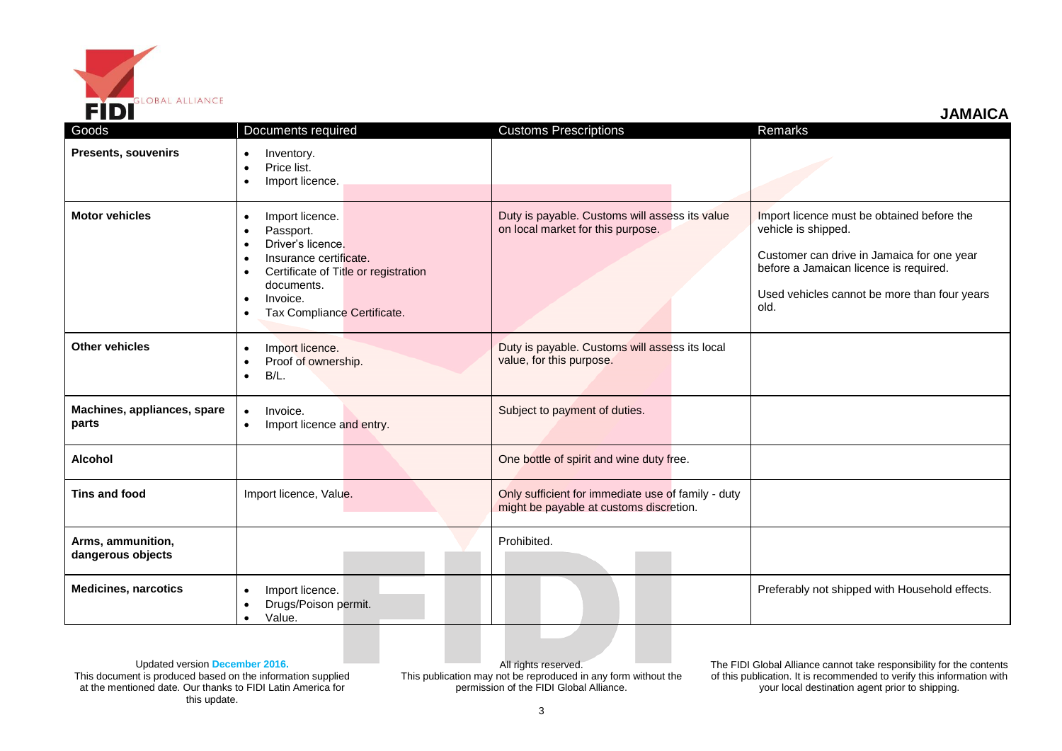# JAMAICA

| Goods | Documents required | Customs Prescriptions | Remarks |
| --- | --- | --- | --- |
| **Presents, souvenirs** | • Inventory.<br>• Price list.<br>• Import licence. | | |
| **Motor vehicles** | • Import licence.<br>• Passport.<br>• Driver's licence.<br>• Insurance certificate.<br>• Certificate of Title or registration documents.<br>• Invoice.<br>• Tax Compliance Certificate. | Duty is payable. Customs will assess its value on local market for this purpose. | Import licence must be obtained before the vehicle is shipped.<br><br>Customer can drive in Jamaica for one year before a Jamaican licence is required.<br><br>Used vehicles cannot be more than four years old. |
| **Other vehicles** | • Import licence.<br>• Proof of ownership.<br>• B/L. | Duty is payable. Customs will assess its local value, for this purpose. | |
| **Machines, appliances, spare parts** | • Invoice.<br>• Import licence and entry. | Subject to payment of duties. | |
| **Alcohol** | | One bottle of spirit and wine duty free. | |
| **Tins and food** | Import licence, Value. | Only sufficient for immediate use of family - duty might be payable at customs discretion. | |
| **Arms, ammunition, dangerous objects** | | Prohibited. | |
| **Medicines, narcotics** | • Import licence.<br>• Drugs/Poison permit.<br>• Value. | | Preferably not shipped with Household effects. |

Updated version **December 2016.**
This document is produced based on the information supplied at the mentioned date. Our thanks to FIDI Latin America for this update.

All rights reserved.
This publication may not be reproduced in any form without the permission of the FIDI Global Alliance.

The FIDI Global Alliance cannot take responsibility for the contents of this publication. It is recommended to verify this information with your local destination agent prior to shipping.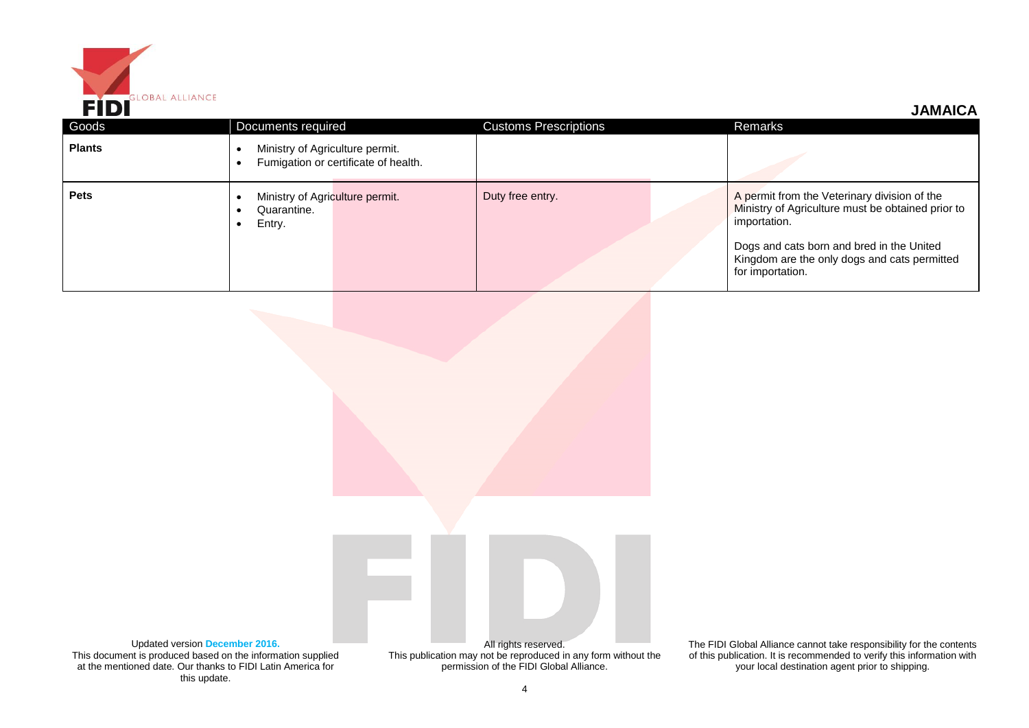## JAMAICA

| Goods | Documents required | Customs Prescriptions | Remarks |
|---|---|---|---|
| **Plants** | • Ministry of Agriculture permit.<br>• Fumigation or certificate of health. | | |
| **Pets** | • Ministry of Agriculture permit.<br>• Quarantine.<br>• Entry. | Duty free entry. | A permit from the Veterinary division of the Ministry of Agriculture must be obtained prior to importation.<br><br>Dogs and cats born and bred in the United Kingdom are the only dogs and cats permitted for importation. |

Updated version **December 2016.**
This document is produced based on the information supplied at the mentioned date. Our thanks to FIDI Latin America for this update.

All rights reserved.
This publication may not be reproduced in any form without the permission of the FIDI Global Alliance.

The FIDI Global Alliance cannot take responsibility for the contents of this publication. It is recommended to verify this information with your local destination agent prior to shipping.